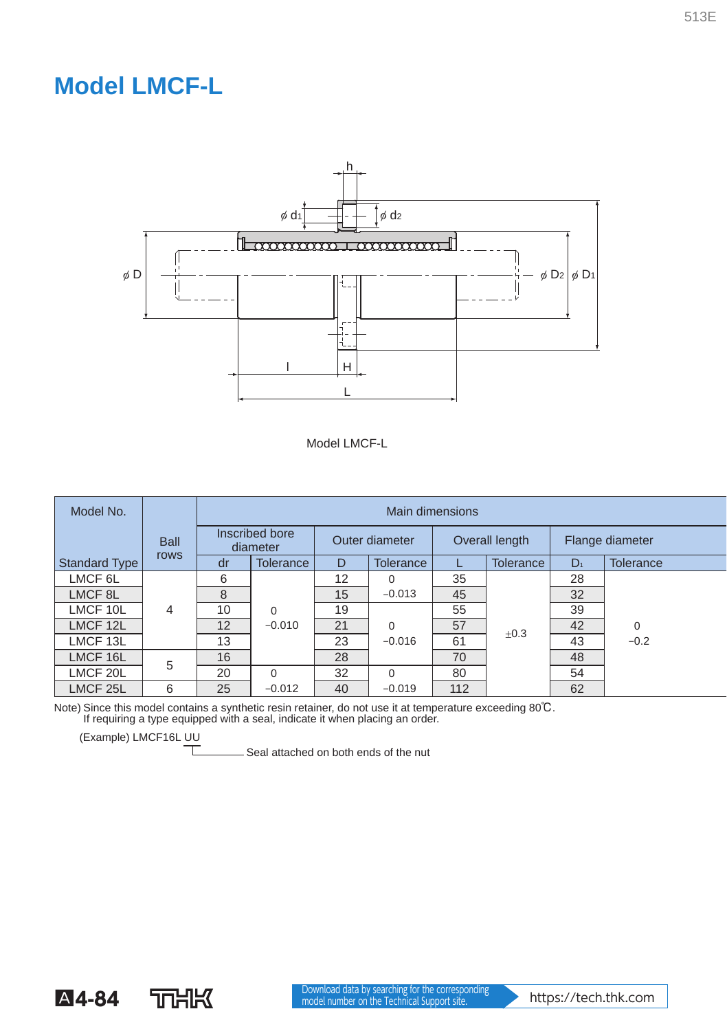// Model LMCF-L

Model LMCF-L

| Model No. | Ball rows | Main dimensions | | | | | | | |
|---|---|---|---|---|---|---|---|---|---|
| | | Inscribed bore diameter | | Outer diameter | | Overall length | | Flange diameter | |
| Standard Type | | dr | Tolerance | D | Tolerance | L | Tolerance | $D_1$ | Tolerance |
| LMCF 6L | 4 | 6 | 0<br>−0.010 | 12 | 0<br>−0.013 | 35 | ±0.3 | 28 | 0<br>−0.2 |
| LMCF 8L | | 8 | | 15 | | 45 | | 32 | |
| LMCF 10L | | 10 | | 19 | 0<br>−0.016 | 55 | | 39 | |
| LMCF 12L | | 12 | | 21 | | 57 | | 42 | |
| LMCF 13L | | 13 | | 23 | | 61 | | 43 | |
| LMCF 16L | 5 | 16 | | 28 | | 70 | | 48 | |
| LMCF 20L | | 20 | 0<br>−0.012 | 32 | 0<br>−0.019 | 80 | | 54 | |
| LMCF 25L | 6 | 25 | | 40 | | 112 | | 62 | |

Note) Since this model contains a synthetic resin retainer, do not use it at temperature exceeding 80℃.
If requiring a type equipped with a seal, indicate it when placing an order.

(Example) LMCF16L UU

UU: Seal attached on both ends of the nut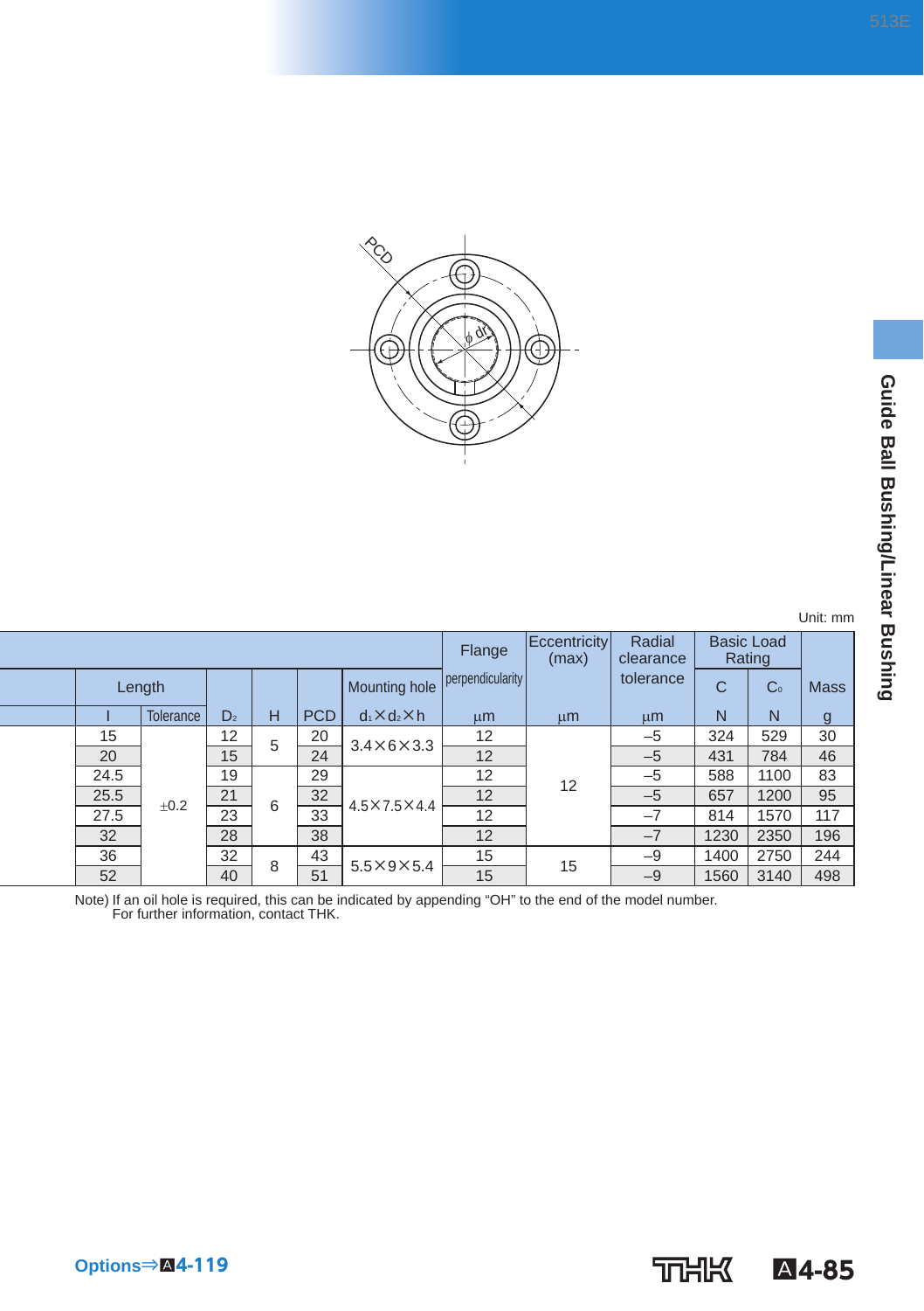PCD

φ dr

Unit: mm

| | Length | | | | | Mounting hole | Flange perpendicularity | Eccentricity (max) | Radial clearance tolerance | Basic Load Rating | | Mass |
|---|---|---|---|---|---|---|---|---|---|---|---|---|
| | | | | | | | | | | C | $C_0$ | |
| | l | Tolerance | $D_2$ | H | PCD | $d_1 \times d_2 \times h$ | μm | μm | μm | N | N | g |
| | 15 | ±0.2 | 12 | 5 | 20 | 3.4×6×3.3 | 12 | 12 | –5 | 324 | 529 | 30 |
| | 20 | | 15 | | 24 | | 12 | | –5 | 431 | 784 | 46 |
| | 24.5 | | 19 | 6 | 29 | 4.5×7.5×4.4 | 12 | | –5 | 588 | 1100 | 83 |
| | 25.5 | | 21 | | 32 | | 12 | | –5 | 657 | 1200 | 95 |
| | 27.5 | | 23 | | 33 | | 12 | | –7 | 814 | 1570 | 117 |
| | 32 | | 28 | | 38 | | 12 | | –7 | 1230 | 2350 | 196 |
| | 36 | | 32 | 8 | 43 | 5.5×9×5.4 | 15 | 15 | –9 | 1400 | 2750 | 244 |
| | 52 | | 40 | | 51 | | 15 | | –9 | 1560 | 3140 | 498 |

Note) If an oil hole is required, this can be indicated by appending “OH” to the end of the model number.
For further information, contact THK.

Options⇒A4-119